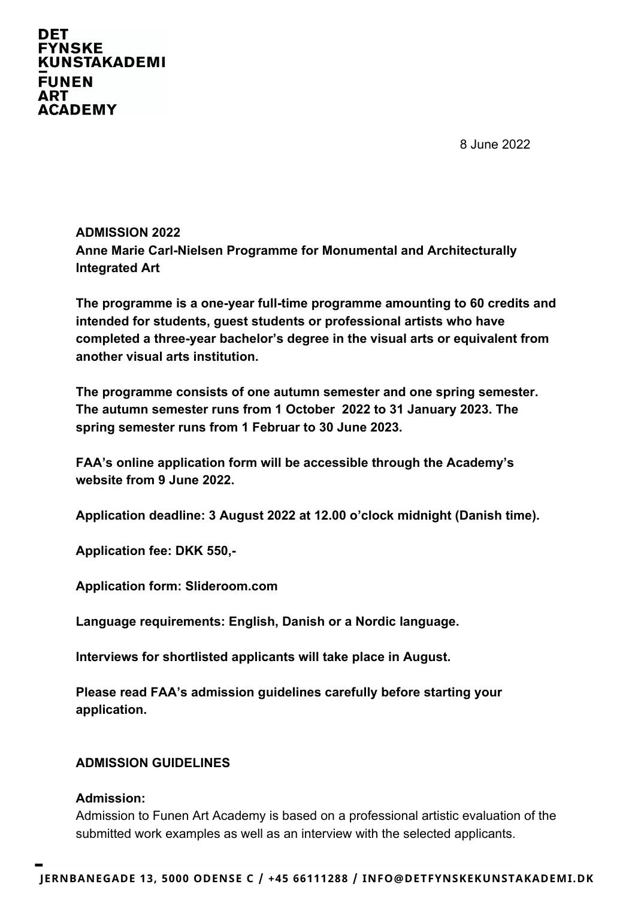DET
FYNSKE
KUNSTAKADEMI
–
FUNEN
ART
ACADEMY

8 June 2022

**ADMISSION 2022**
**Anne Marie Carl-Nielsen Programme for Monumental and Architecturally Integrated Art**

**The programme is a one-year full-time programme amounting to 60 credits and intended for students, guest students or professional artists who have completed a three-year bachelor's degree in the visual arts or equivalent from another visual arts institution.**

**The programme consists of one autumn semester and one spring semester. The autumn semester runs from 1 October  2022 to 31 January 2023. The spring semester runs from 1 Februar to 30 June 2023.**

**FAA's online application form will be accessible through the Academy's website from 9 June 2022.**

**Application deadline: 3 August 2022 at 12.00 o'clock midnight (Danish time).**

**Application fee: DKK 550,-**

**Application form: Slideroom.com**

**Language requirements: English, Danish or a Nordic language.**

**Interviews for shortlisted applicants will take place in August.**

**Please read FAA's admission guidelines carefully before starting your application.**

**ADMISSION GUIDELINES**

**Admission:**
Admission to Funen Art Academy is based on a professional artistic evaluation of the submitted work examples as well as an interview with the selected applicants.

JERNBANEGADE 13, 5000 ODENSE C / +45 66111288 / INFO@DETFYNSKEKUNSTAKADEMI.DK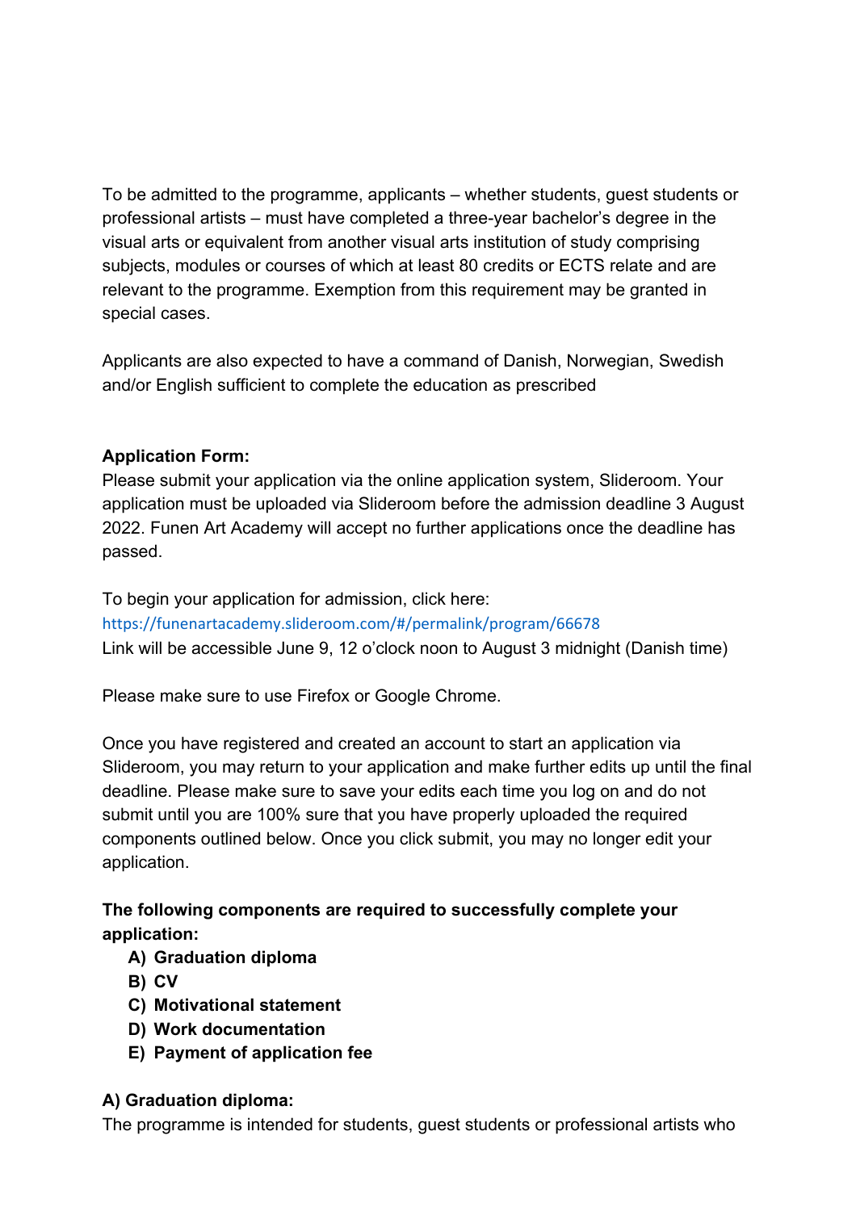To be admitted to the programme, applicants – whether students, guest students or professional artists – must have completed a three-year bachelor's degree in the visual arts or equivalent from another visual arts institution of study comprising subjects, modules or courses of which at least 80 credits or ECTS relate and are relevant to the programme. Exemption from this requirement may be granted in special cases.

Applicants are also expected to have a command of Danish, Norwegian, Swedish and/or English sufficient to complete the education as prescribed

**Application Form:**
Please submit your application via the online application system, Slideroom. Your application must be uploaded via Slideroom before the admission deadline 3 August 2022. Funen Art Academy will accept no further applications once the deadline has passed.

To begin your application for admission, click here:
https://funenartacademy.slideroom.com/#/permalink/program/66678
Link will be accessible June 9, 12 o'clock noon to August 3 midnight (Danish time)

Please make sure to use Firefox or Google Chrome.

Once you have registered and created an account to start an application via Slideroom, you may return to your application and make further edits up until the final deadline. Please make sure to save your edits each time you log on and do not submit until you are 100% sure that you have properly uploaded the required components outlined below. Once you click submit, you may no longer edit your application.

**The following components are required to successfully complete your application:**

- **A) Graduation diploma**
- **B) CV**
- **C) Motivational statement**
- **D) Work documentation**
- **E) Payment of application fee**

**A) Graduation diploma:**
The programme is intended for students, guest students or professional artists who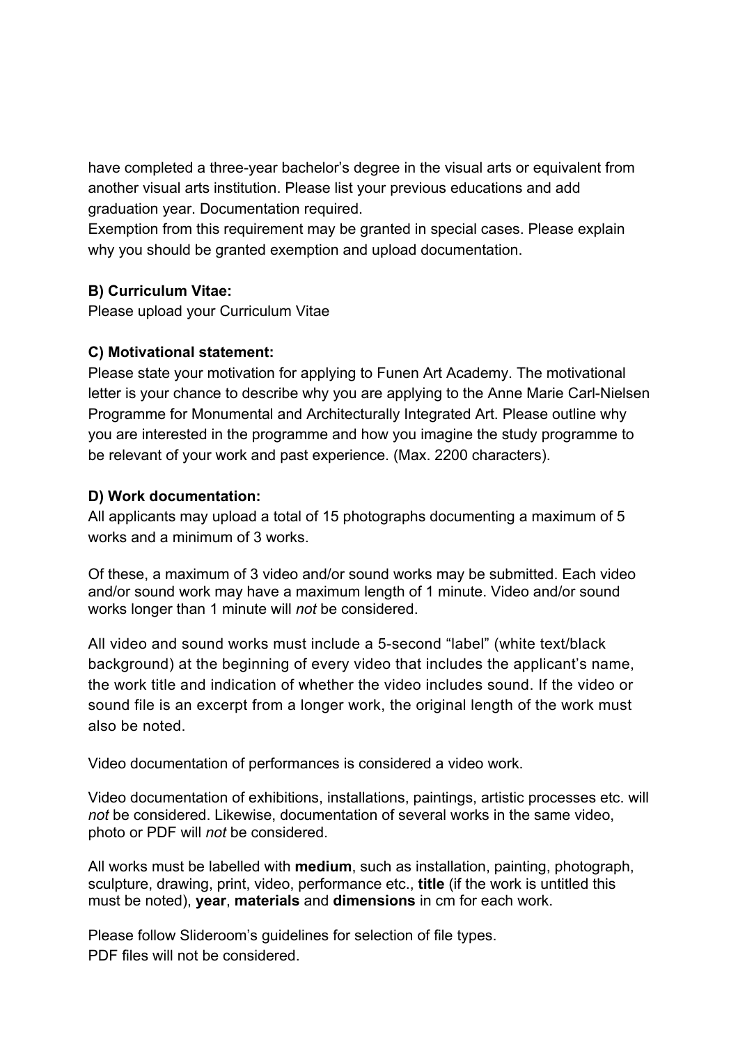have completed a three-year bachelor's degree in the visual arts or equivalent from another visual arts institution. Please list your previous educations and add graduation year. Documentation required.
Exemption from this requirement may be granted in special cases. Please explain why you should be granted exemption and upload documentation.

**B) Curriculum Vitae:**
Please upload your Curriculum Vitae

**C) Motivational statement:**
Please state your motivation for applying to Funen Art Academy. The motivational letter is your chance to describe why you are applying to the Anne Marie Carl-Nielsen Programme for Monumental and Architecturally Integrated Art. Please outline why you are interested in the programme and how you imagine the study programme to be relevant of your work and past experience. (Max. 2200 characters).

**D) Work documentation:**
All applicants may upload a total of 15 photographs documenting a maximum of 5 works and a minimum of 3 works.

Of these, a maximum of 3 video and/or sound works may be submitted. Each video and/or sound work may have a maximum length of 1 minute. Video and/or sound works longer than 1 minute will *not* be considered.

All video and sound works must include a 5-second "label" (white text/black background) at the beginning of every video that includes the applicant's name, the work title and indication of whether the video includes sound. If the video or sound file is an excerpt from a longer work, the original length of the work must also be noted.

Video documentation of performances is considered a video work.

Video documentation of exhibitions, installations, paintings, artistic processes etc. will *not* be considered. Likewise, documentation of several works in the same video, photo or PDF will *not* be considered.

All works must be labelled with **medium**, such as installation, painting, photograph, sculpture, drawing, print, video, performance etc., **title** (if the work is untitled this must be noted), **year**, **materials** and **dimensions** in cm for each work.

Please follow Slideroom's guidelines for selection of file types.
PDF files will not be considered.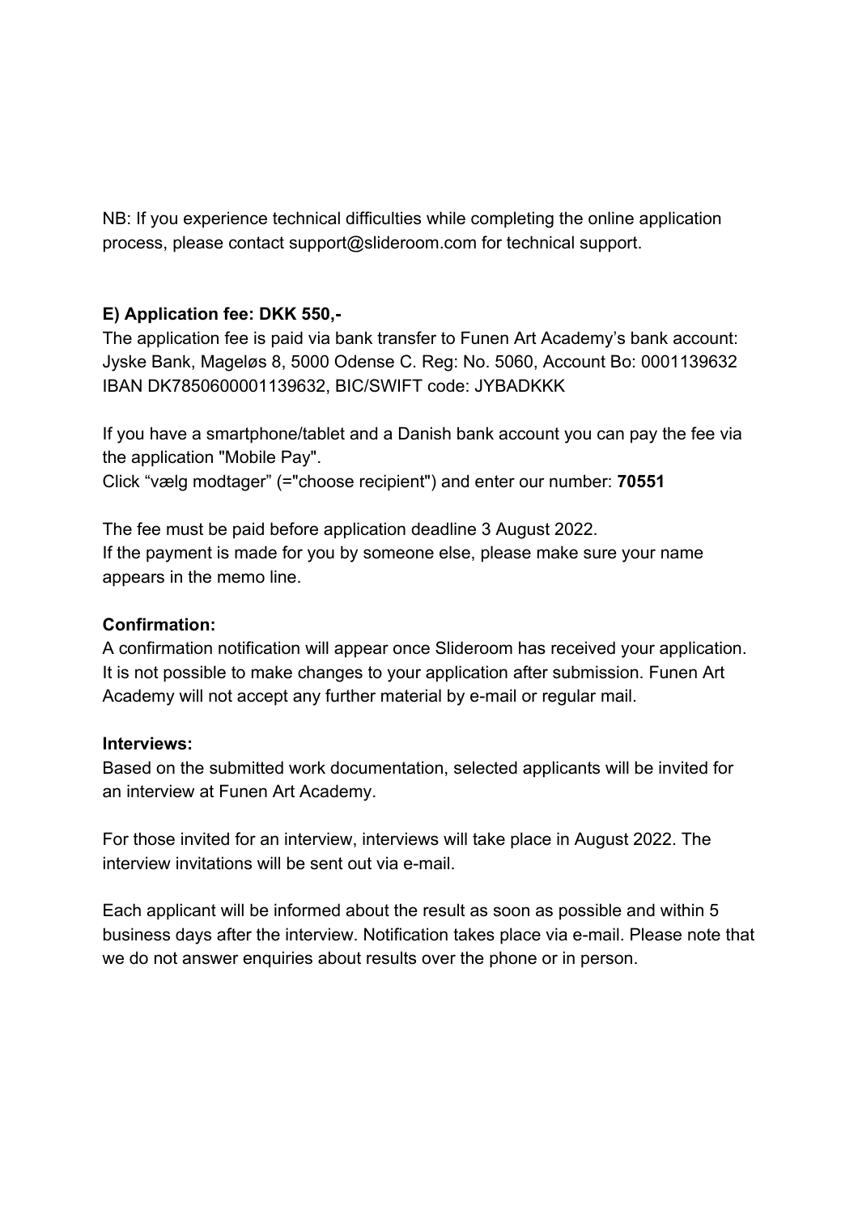NB: If you experience technical difficulties while completing the online application process, please contact support@slideroom.com for technical support.

**E) Application fee: DKK 550,-**

The application fee is paid via bank transfer to Funen Art Academy's bank account: Jyske Bank, Mageløs 8, 5000 Odense C. Reg: No. 5060, Account Bo: 0001139632 IBAN DK7850600001139632, BIC/SWIFT code: JYBADKKK

If you have a smartphone/tablet and a Danish bank account you can pay the fee via the application "Mobile Pay".
Click "vælg modtager" (="choose recipient") and enter our number: **70551**

The fee must be paid before application deadline 3 August 2022.
If the payment is made for you by someone else, please make sure your name appears in the memo line.

**Confirmation:**

A confirmation notification will appear once Slideroom has received your application. It is not possible to make changes to your application after submission. Funen Art Academy will not accept any further material by e-mail or regular mail.

**Interviews:**

Based on the submitted work documentation, selected applicants will be invited for an interview at Funen Art Academy.

For those invited for an interview, interviews will take place in August 2022. The interview invitations will be sent out via e-mail.

Each applicant will be informed about the result as soon as possible and within 5 business days after the interview. Notification takes place via e-mail. Please note that we do not answer enquiries about results over the phone or in person.